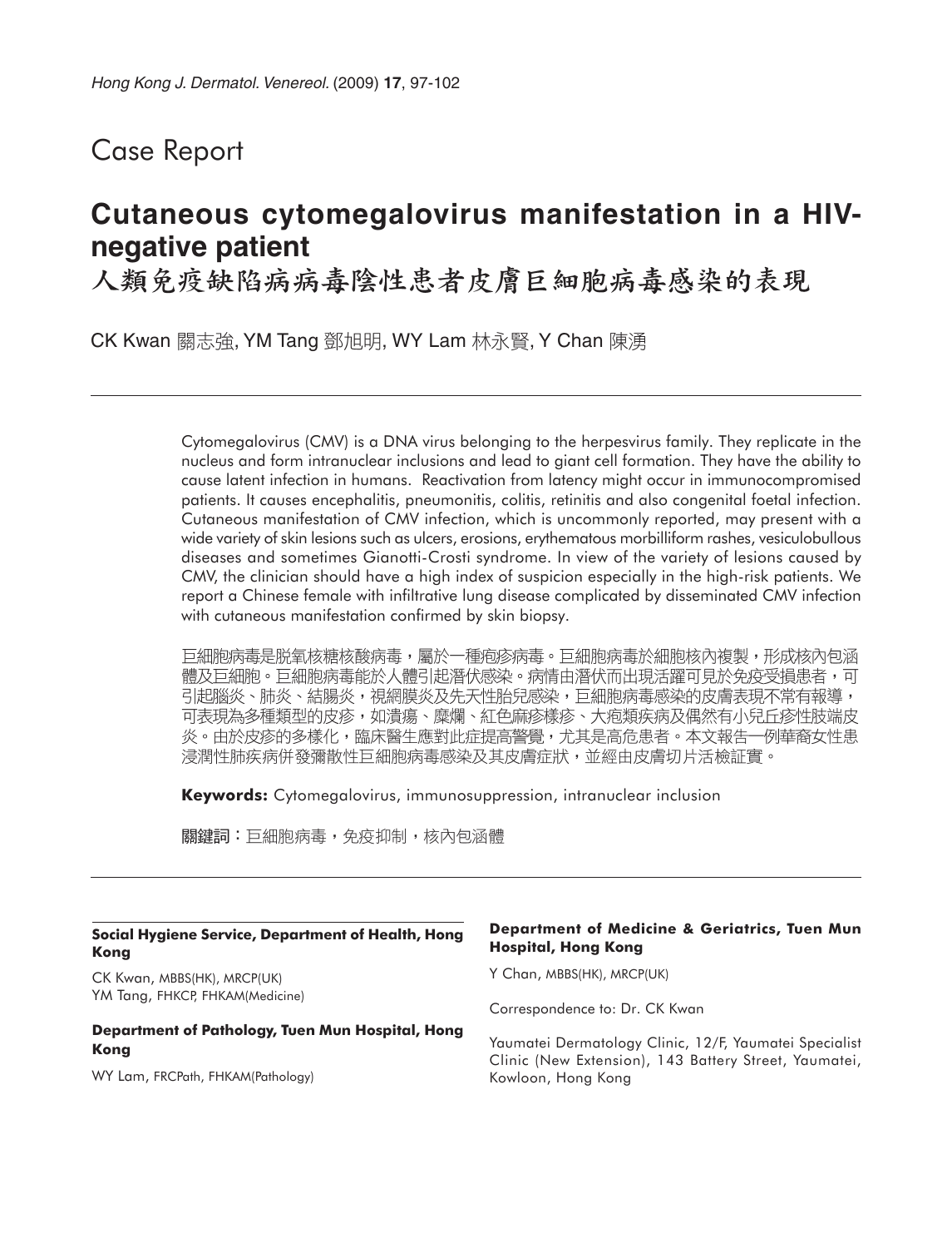# Case Report

## Cutaneous cytomegalovirus manifestation in a HIV-negative patient

## 人類免疫缺陷病病毒陰性患者皮膚巨細胞病毒感染的表現

CK Kwan 關志強, YM Tang 鄧旭明, WY Lam 林永賢, Y Chan 陳湧

---

Cytomegalovirus (CMV) is a DNA virus belonging to the herpesvirus family. They replicate in the nucleus and form intranuclear inclusions and lead to giant cell formation. They have the ability to cause latent infection in humans. Reactivation from latency might occur in immunocompromised patients. It causes encephalitis, pneumonitis, colitis, retinitis and also congenital foetal infection. Cutaneous manifestation of CMV infection, which is uncommonly reported, may present with a wide variety of skin lesions such as ulcers, erosions, erythematous morbilliform rashes, vesiculobullous diseases and sometimes Gianotti-Crosti syndrome. In view of the variety of lesions caused by CMV, the clinician should have a high index of suspicion especially in the high-risk patients. We report a Chinese female with infiltrative lung disease complicated by disseminated CMV infection with cutaneous manifestation confirmed by skin biopsy.

巨細胞病毒是脫氧核糖核酸病毒，屬於一種疱疹病毒。巨細胞病毒於細胞核內複製，形成核內包涵體及巨細胞。巨細胞病毒能於人體引起潛伏感染。病情由潛伏而出現活躍可見於免疫受損患者，可引起腦炎、肺炎、結腸炎，視網膜炎及先天性胎兒感染，巨細胞病毒感染的皮膚表現不常有報導，可表現為多種類型的皮疹，如潰瘍、糜爛、紅色麻疹樣疹、大疱類疾病及偶然有小兒丘疹性肢端皮炎。由於皮疹的多樣化，臨床醫生應對此症提高警覺，尤其是高危患者。本文報告一例華裔女性患浸潤性肺疾病併發彌散性巨細胞病毒感染及其皮膚症狀，並經由皮膚切片活檢証實。

**Keywords:** Cytomegalovirus, immunosuppression, intranuclear inclusion

**關鍵詞**：巨細胞病毒，免疫抑制，核內包涵體

---

**Social Hygiene Service, Department of Health, Hong Kong**

CK Kwan, MBBS(HK), MRCP(UK)
YM Tang, FHKCP, FHKAM(Medicine)

**Department of Pathology, Tuen Mun Hospital, Hong Kong**

WY Lam, FRCPath, FHKAM(Pathology)

**Department of Medicine & Geriatrics, Tuen Mun Hospital, Hong Kong**

Y Chan, MBBS(HK), MRCP(UK)

Correspondence to: Dr. CK Kwan

Yaumatei Dermatology Clinic, 12/F, Yaumatei Specialist Clinic (New Extension), 143 Battery Street, Yaumatei, Kowloon, Hong Kong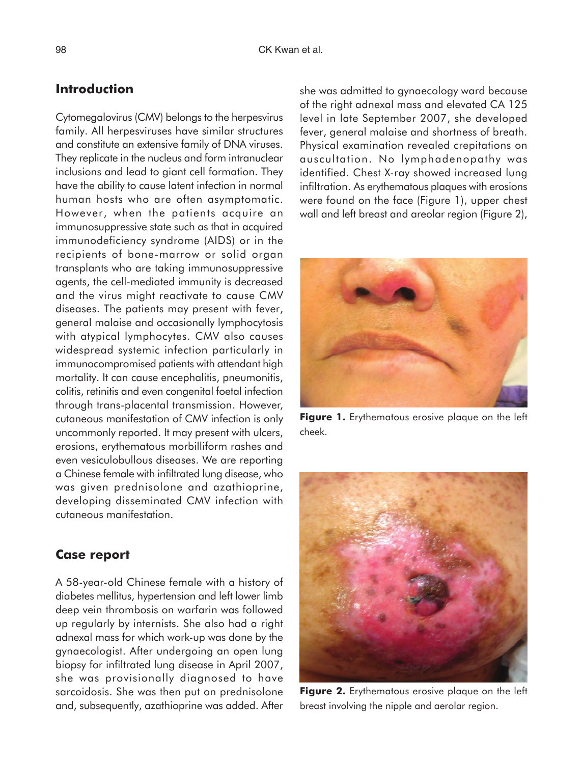## Introduction

Cytomegalovirus (CMV) belongs to the herpesvirus family. All herpesviruses have similar structures and constitute an extensive family of DNA viruses. They replicate in the nucleus and form intranuclear inclusions and lead to giant cell formation. They have the ability to cause latent infection in normal human hosts who are often asymptomatic. However, when the patients acquire an immunosuppressive state such as that in acquired immunodeficiency syndrome (AIDS) or in the recipients of bone-marrow or solid organ transplants who are taking immunosuppressive agents, the cell-mediated immunity is decreased and the virus might reactivate to cause CMV diseases. The patients may present with fever, general malaise and occasionally lymphocytosis with atypical lymphocytes. CMV also causes widespread systemic infection particularly in immunocompromised patients with attendant high mortality. It can cause encephalitis, pneumonitis, colitis, retinitis and even congenital foetal infection through trans-placental transmission. However, cutaneous manifestation of CMV infection is only uncommonly reported. It may present with ulcers, erosions, erythematous morbilliform rashes and even vesiculobullous diseases. We are reporting a Chinese female with infiltrated lung disease, who was given prednisolone and azathioprine, developing disseminated CMV infection with cutaneous manifestation.

## Case report

A 58-year-old Chinese female with a history of diabetes mellitus, hypertension and left lower limb deep vein thrombosis on warfarin was followed up regularly by internists. She also had a right adnexal mass for which work-up was done by the gynaecologist. After undergoing an open lung biopsy for infiltrated lung disease in April 2007, she was provisionally diagnosed to have sarcoidosis. She was then put on prednisolone and, subsequently, azathioprine was added. After she was admitted to gynaecology ward because of the right adnexal mass and elevated CA 125 level in late September 2007, she developed fever, general malaise and shortness of breath. Physical examination revealed crepitations on auscultation. No lymphadenopathy was identified. Chest X-ray showed increased lung infiltration. As erythematous plaques with erosions were found on the face (Figure 1), upper chest wall and left breast and areolar region (Figure 2),

**Figure 1.** Erythematous erosive plaque on the left cheek.

**Figure 2.** Erythematous erosive plaque on the left breast involving the nipple and aerolar region.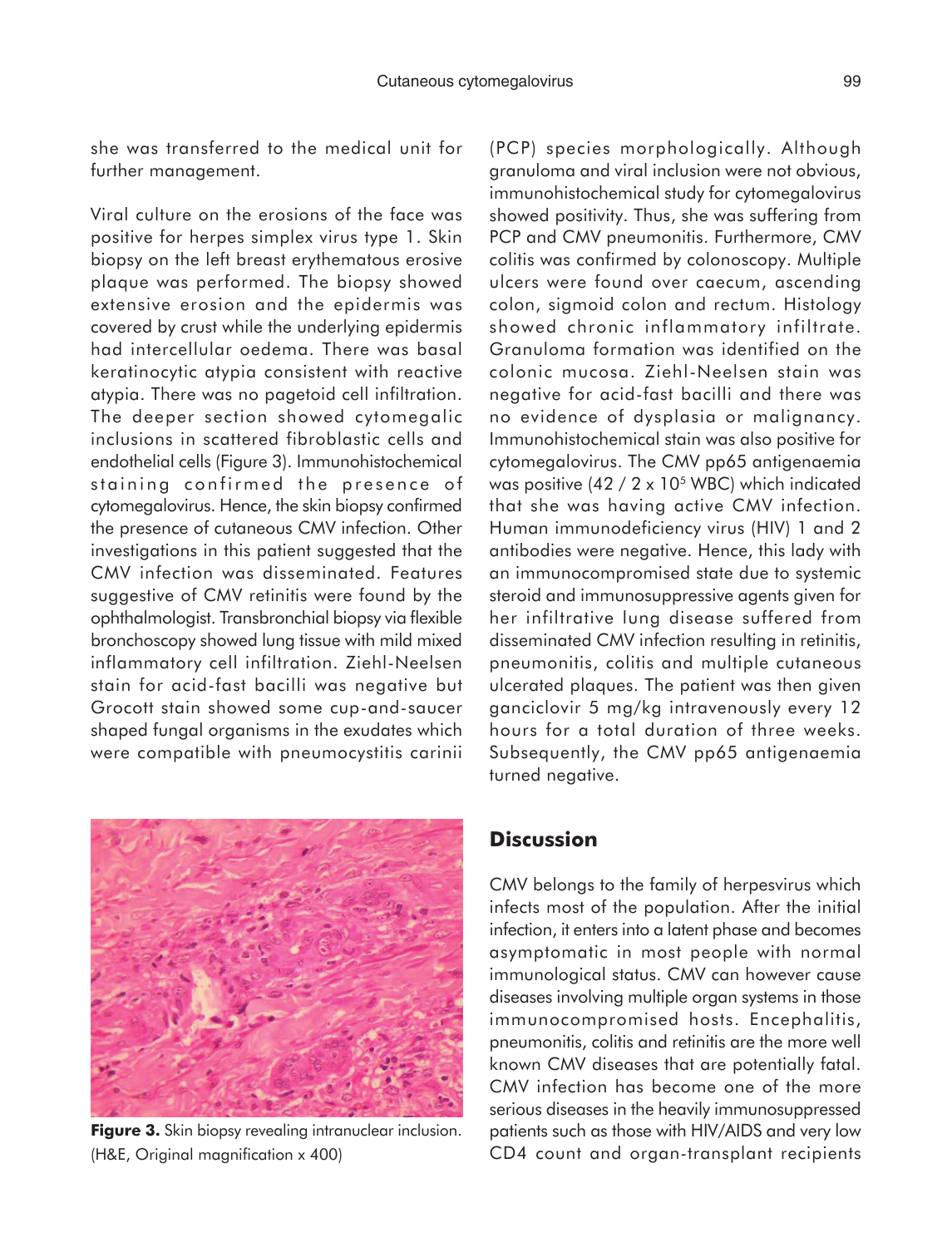she was transferred to the medical unit for further management.

Viral culture on the erosions of the face was positive for herpes simplex virus type 1. Skin biopsy on the left breast erythematous erosive plaque was performed. The biopsy showed extensive erosion and the epidermis was covered by crust while the underlying epidermis had intercellular oedema. There was basal keratinocytic atypia consistent with reactive atypia. There was no pagetoid cell infiltration. The deeper section showed cytomegalic inclusions in scattered fibroblastic cells and endothelial cells (Figure 3). Immunohistochemical staining confirmed the presence of cytomegalovirus. Hence, the skin biopsy confirmed the presence of cutaneous CMV infection. Other investigations in this patient suggested that the CMV infection was disseminated. Features suggestive of CMV retinitis were found by the ophthalmologist. Transbronchial biopsy via flexible bronchoscopy showed lung tissue with mild mixed inflammatory cell infiltration. Ziehl-Neelsen stain for acid-fast bacilli was negative but Grocott stain showed some cup-and-saucer shaped fungal organisms in the exudates which were compatible with pneumocystitis carinii (PCP) species morphologically. Although granuloma and viral inclusion were not obvious, immunohistochemical study for cytomegalovirus showed positivity. Thus, she was suffering from PCP and CMV pneumonitis. Furthermore, CMV colitis was confirmed by colonoscopy. Multiple ulcers were found over caecum, ascending colon, sigmoid colon and rectum. Histology showed chronic inflammatory infiltrate. Granuloma formation was identified on the colonic mucosa. Ziehl-Neelsen stain was negative for acid-fast bacilli and there was no evidence of dysplasia or malignancy. Immunohistochemical stain was also positive for cytomegalovirus. The CMV pp65 antigenaemia was positive ($42 / 2 \times 10^5$ WBC) which indicated that she was having active CMV infection. Human immunodeficiency virus (HIV) 1 and 2 antibodies were negative. Hence, this lady with an immunocompromised state due to systemic steroid and immunosuppressive agents given for her infiltrative lung disease suffered from disseminated CMV infection resulting in retinitis, pneumonitis, colitis and multiple cutaneous ulcerated plaques. The patient was then given ganciclovir 5 mg/kg intravenously every 12 hours for a total duration of three weeks. Subsequently, the CMV pp65 antigenaemia turned negative.

**Figure 3.** Skin biopsy revealing intranuclear inclusion. (H&E, Original magnification x 400)

## Discussion

CMV belongs to the family of herpesvirus which infects most of the population. After the initial infection, it enters into a latent phase and becomes asymptomatic in most people with normal immunological status. CMV can however cause diseases involving multiple organ systems in those immunocompromised hosts. Encephalitis, pneumonitis, colitis and retinitis are the more well known CMV diseases that are potentially fatal. CMV infection has become one of the more serious diseases in the heavily immunosuppressed patients such as those with HIV/AIDS and very low CD4 count and organ-transplant recipients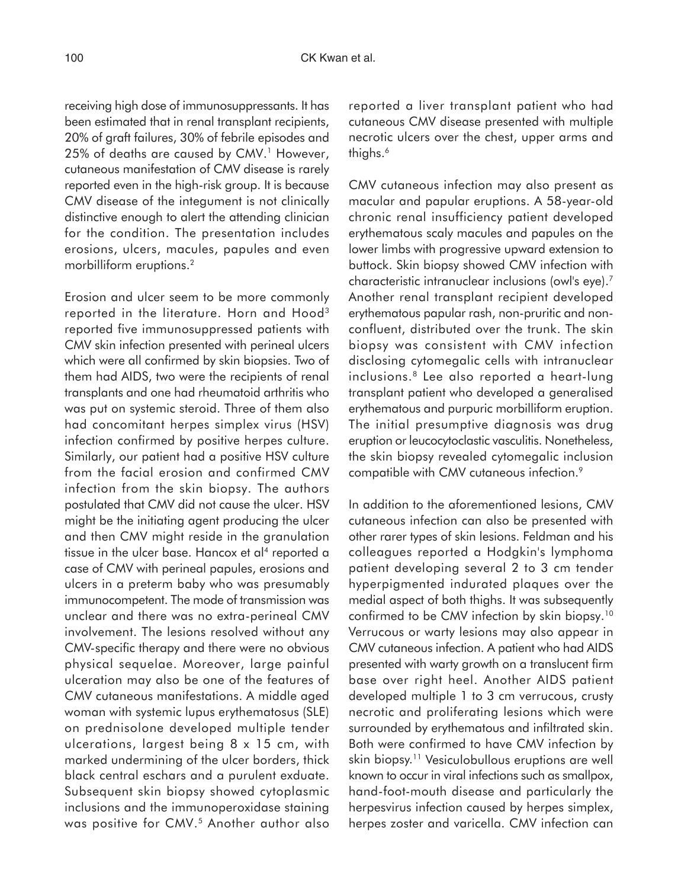receiving high dose of immunosuppressants. It has been estimated that in renal transplant recipients, 20% of graft failures, 30% of febrile episodes and 25% of deaths are caused by CMV.[1] However, cutaneous manifestation of CMV disease is rarely reported even in the high-risk group. It is because CMV disease of the integument is not clinically distinctive enough to alert the attending clinician for the condition. The presentation includes erosions, ulcers, macules, papules and even morbilliform eruptions.[2]

Erosion and ulcer seem to be more commonly reported in the literature. Horn and Hood[3] reported five immunosuppressed patients with CMV skin infection presented with perineal ulcers which were all confirmed by skin biopsies. Two of them had AIDS, two were the recipients of renal transplants and one had rheumatoid arthritis who was put on systemic steroid. Three of them also had concomitant herpes simplex virus (HSV) infection confirmed by positive herpes culture. Similarly, our patient had a positive HSV culture from the facial erosion and confirmed CMV infection from the skin biopsy. The authors postulated that CMV did not cause the ulcer. HSV might be the initiating agent producing the ulcer and then CMV might reside in the granulation tissue in the ulcer base. Hancox et al[4] reported a case of CMV with perineal papules, erosions and ulcers in a preterm baby who was presumably immunocompetent. The mode of transmission was unclear and there was no extra-perineal CMV involvement. The lesions resolved without any CMV-specific therapy and there were no obvious physical sequelae. Moreover, large painful ulceration may also be one of the features of CMV cutaneous manifestations. A middle aged woman with systemic lupus erythematosus (SLE) on prednisolone developed multiple tender ulcerations, largest being 8 x 15 cm, with marked undermining of the ulcer borders, thick black central eschars and a purulent exduate. Subsequent skin biopsy showed cytoplasmic inclusions and the immunoperoxidase staining was positive for CMV.[5] Another author also reported a liver transplant patient who had cutaneous CMV disease presented with multiple necrotic ulcers over the chest, upper arms and thighs.[6]

CMV cutaneous infection may also present as macular and papular eruptions. A 58-year-old chronic renal insufficiency patient developed erythematous scaly macules and papules on the lower limbs with progressive upward extension to buttock. Skin biopsy showed CMV infection with characteristic intranuclear inclusions (owl's eye).[7] Another renal transplant recipient developed erythematous papular rash, non-pruritic and non-confluent, distributed over the trunk. The skin biopsy was consistent with CMV infection disclosing cytomegalic cells with intranuclear inclusions.[8] Lee also reported a heart-lung transplant patient who developed a generalised erythematous and purpuric morbilliform eruption. The initial presumptive diagnosis was drug eruption or leucocytoclastic vasculitis. Nonetheless, the skin biopsy revealed cytomegalic inclusion compatible with CMV cutaneous infection.[9]

In addition to the aforementioned lesions, CMV cutaneous infection can also be presented with other rarer types of skin lesions. Feldman and his colleagues reported a Hodgkin's lymphoma patient developing several 2 to 3 cm tender hyperpigmented indurated plaques over the medial aspect of both thighs. It was subsequently confirmed to be CMV infection by skin biopsy.[10] Verrucous or warty lesions may also appear in CMV cutaneous infection. A patient who had AIDS presented with warty growth on a translucent firm base over right heel. Another AIDS patient developed multiple 1 to 3 cm verrucous, crusty necrotic and proliferating lesions which were surrounded by erythematous and infiltrated skin. Both were confirmed to have CMV infection by skin biopsy.[11] Vesiculobullous eruptions are well known to occur in viral infections such as smallpox, hand-foot-mouth disease and particularly the herpesvirus infection caused by herpes simplex, herpes zoster and varicella. CMV infection can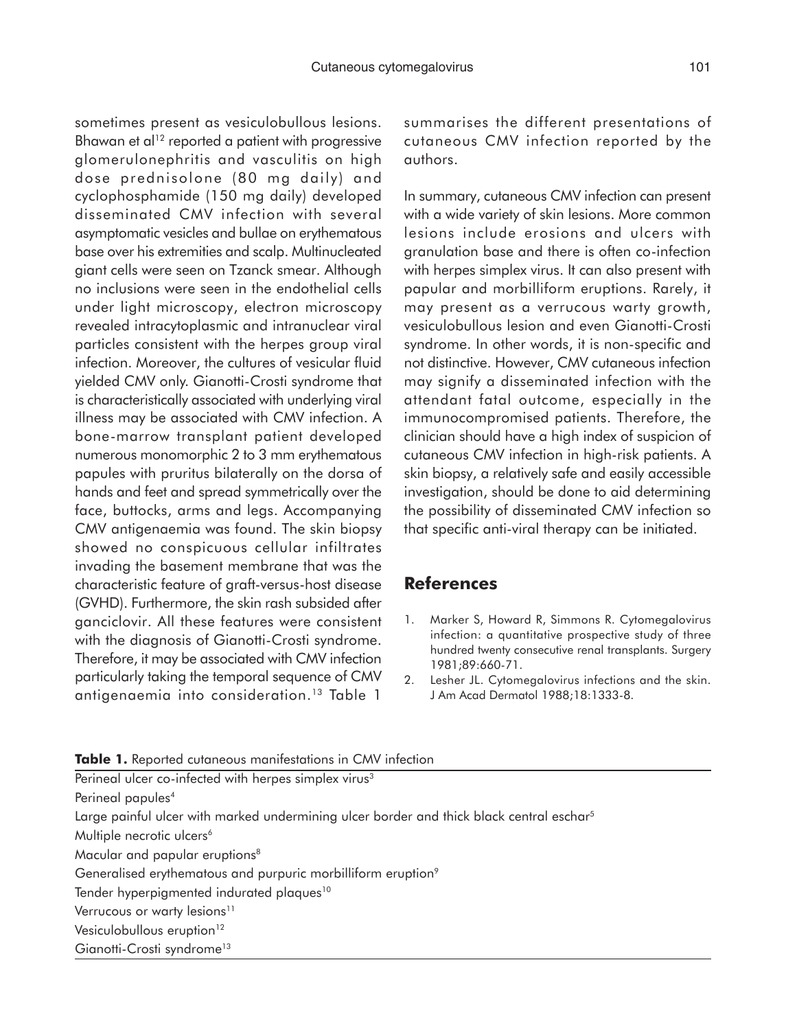sometimes present as vesiculobullous lesions. Bhawan et al[12] reported a patient with progressive glomerulonephritis and vasculitis on high dose prednisolone (80 mg daily) and cyclophosphamide (150 mg daily) developed disseminated CMV infection with several asymptomatic vesicles and bullae on erythematous base over his extremities and scalp. Multinucleated giant cells were seen on Tzanck smear. Although no inclusions were seen in the endothelial cells under light microscopy, electron microscopy revealed intracytoplasmic and intranuclear viral particles consistent with the herpes group viral infection. Moreover, the cultures of vesicular fluid yielded CMV only. Gianotti-Crosti syndrome that is characteristically associated with underlying viral illness may be associated with CMV infection. A bone-marrow transplant patient developed numerous monomorphic 2 to 3 mm erythematous papules with pruritus bilaterally on the dorsa of hands and feet and spread symmetrically over the face, buttocks, arms and legs. Accompanying CMV antigenaemia was found. The skin biopsy showed no conspicuous cellular infiltrates invading the basement membrane that was the characteristic feature of graft-versus-host disease (GVHD). Furthermore, the skin rash subsided after ganciclovir. All these features were consistent with the diagnosis of Gianotti-Crosti syndrome. Therefore, it may be associated with CMV infection particularly taking the temporal sequence of CMV antigenaemia into consideration.[13] Table 1 summarises the different presentations of cutaneous CMV infection reported by the authors.

In summary, cutaneous CMV infection can present with a wide variety of skin lesions. More common lesions include erosions and ulcers with granulation base and there is often co-infection with herpes simplex virus. It can also present with papular and morbilliform eruptions. Rarely, it may present as a verrucous warty growth, vesiculobullous lesion and even Gianotti-Crosti syndrome. In other words, it is non-specific and not distinctive. However, CMV cutaneous infection may signify a disseminated infection with the attendant fatal outcome, especially in the immunocompromised patients. Therefore, the clinician should have a high index of suspicion of cutaneous CMV infection in high-risk patients. A skin biopsy, a relatively safe and easily accessible investigation, should be done to aid determining the possibility of disseminated CMV infection so that specific anti-viral therapy can be initiated.

## References

1. Marker S, Howard R, Simmons R. Cytomegalovirus infection: a quantitative prospective study of three hundred twenty consecutive renal transplants. Surgery 1981;89:660-71.
2. Lesher JL. Cytomegalovirus infections and the skin. J Am Acad Dermatol 1988;18:1333-8.

**Table 1.** Reported cutaneous manifestations in CMV infection

| |
|---|
| Perineal ulcer co-infected with herpes simplex virus[3] |
| Perineal papules[4] |
| Large painful ulcer with marked undermining ulcer border and thick black central eschar[5] |
| Multiple necrotic ulcers[6] |
| Macular and papular eruptions[8] |
| Generalised erythematous and purpuric morbilliform eruption[9] |
| Tender hyperpigmented indurated plaques[10] |
| Verrucous or warty lesions[11] |
| Vesiculobullous eruption[12] |
| Gianotti-Crosti syndrome[13] |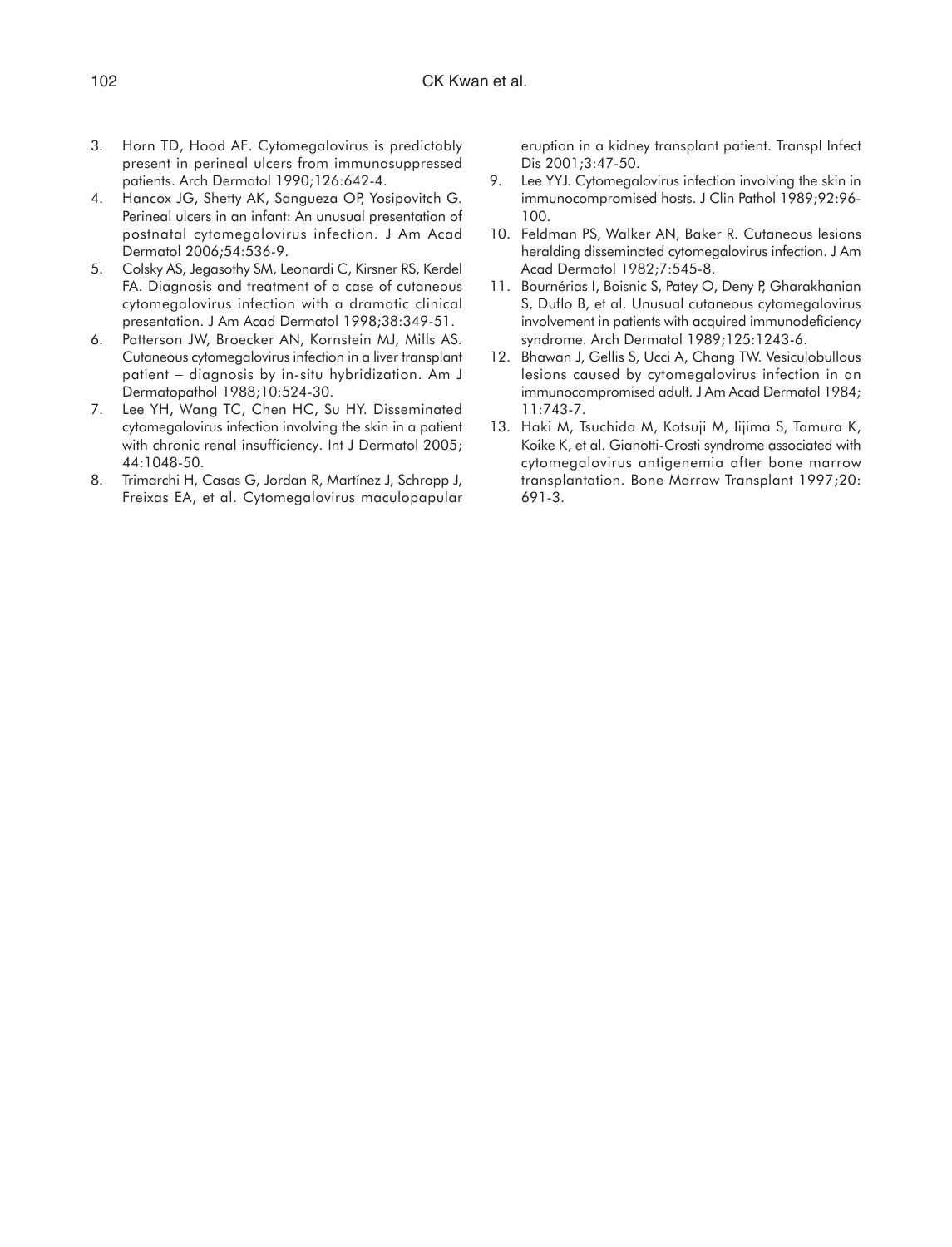3. Horn TD, Hood AF. Cytomegalovirus is predictably present in perineal ulcers from immunosuppressed patients. Arch Dermatol 1990;126:642-4.
4. Hancox JG, Shetty AK, Sangueza OP, Yosipovitch G. Perineal ulcers in an infant: An unusual presentation of postnatal cytomegalovirus infection. J Am Acad Dermatol 2006;54:536-9.
5. Colsky AS, Jegasothy SM, Leonardi C, Kirsner RS, Kerdel FA. Diagnosis and treatment of a case of cutaneous cytomegalovirus infection with a dramatic clinical presentation. J Am Acad Dermatol 1998;38:349-51.
6. Patterson JW, Broecker AN, Kornstein MJ, Mills AS. Cutaneous cytomegalovirus infection in a liver transplant patient – diagnosis by in-situ hybridization. Am J Dermatopathol 1988;10:524-30.
7. Lee YH, Wang TC, Chen HC, Su HY. Disseminated cytomegalovirus infection involving the skin in a patient with chronic renal insufficiency. Int J Dermatol 2005; 44:1048-50.
8. Trimarchi H, Casas G, Jordan R, Martínez J, Schropp J, Freixas EA, et al. Cytomegalovirus maculopapular eruption in a kidney transplant patient. Transpl Infect Dis 2001;3:47-50.
9. Lee YYJ. Cytomegalovirus infection involving the skin in immunocompromised hosts. J Clin Pathol 1989;92:96-100.
10. Feldman PS, Walker AN, Baker R. Cutaneous lesions heralding disseminated cytomegalovirus infection. J Am Acad Dermatol 1982;7:545-8.
11. Bournérias I, Boisnic S, Patey O, Deny P, Gharakhanian S, Duflo B, et al. Unusual cutaneous cytomegalovirus involvement in patients with acquired immunodeficiency syndrome. Arch Dermatol 1989;125:1243-6.
12. Bhawan J, Gellis S, Ucci A, Chang TW. Vesiculobullous lesions caused by cytomegalovirus infection in an immunocompromised adult. J Am Acad Dermatol 1984; 11:743-7.
13. Haki M, Tsuchida M, Kotsuji M, Iijima S, Tamura K, Koike K, et al. Gianotti-Crosti syndrome associated with cytomegalovirus antigenemia after bone marrow transplantation. Bone Marrow Transplant 1997;20: 691-3.